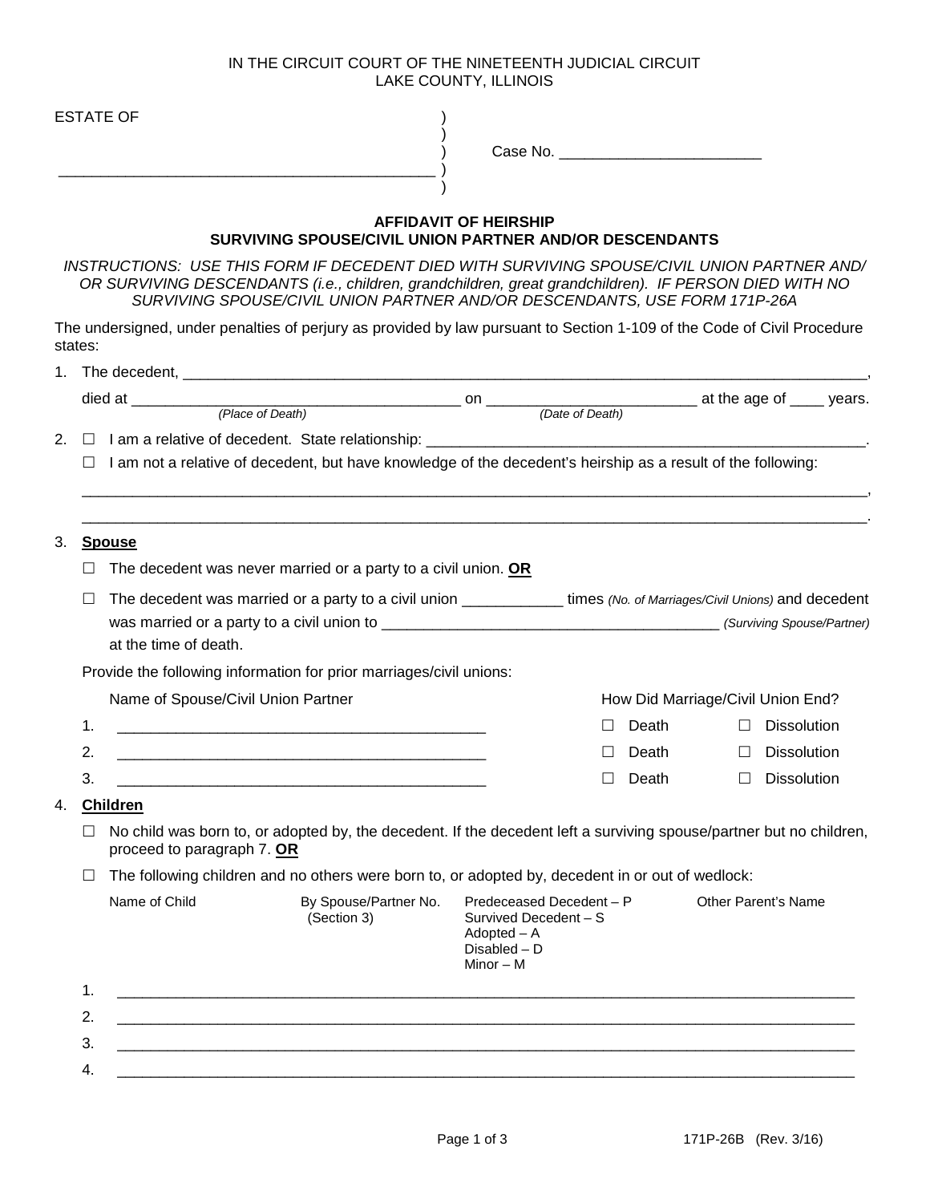IN THE CIRCUIT COURT OF THE NINETEENTH JUDICIAL CIRCUIT
LAKE COUNTY, ILLINOIS

ESTATE OF )
)
) Case No. ________________________
___________________________________________ )
)

## AFFIDAVIT OF HEIRSHIP
## SURVIVING SPOUSE/CIVIL UNION PARTNER AND/OR DESCENDANTS

*INSTRUCTIONS: USE THIS FORM IF DECEDENT DIED WITH SURVIVING SPOUSE/CIVIL UNION PARTNER AND/ OR SURVIVING DESCENDANTS (i.e., children, grandchildren, great grandchildren). IF PERSON DIED WITH NO SURVIVING SPOUSE/CIVIL UNION PARTNER AND/OR DESCENDANTS, USE FORM 171P-26A*

The undersigned, under penalties of perjury as provided by law pursuant to Section 1-109 of the Code of Civil Procedure states:

1. The decedent, ________________________________________________________________________________,
   died at _______________________________________ on ________________________ at the age of ____ years.
   *(Place of Death)* *(Date of Death)*

2. ☐ I am a relative of decedent. State relationship: ____________________________________________________.
   ☐ I am not a relative of decedent, but have knowledge of the decedent's heirship as a result of the following:
   ______________________________________________________________________________________________,
   ______________________________________________________________________________________________.

3. **Spouse**

   ☐ The decedent was never married or a party to a civil union. **OR**

   ☐ The decedent was married or a party to a civil union ____________ times *(No. of Marriages/Civil Unions)* and decedent was married or a party to a civil union to ________________________________________ *(Surviving Spouse/Partner)* at the time of death.

   Provide the following information for prior marriages/civil unions:

| | Name of Spouse/Civil Union Partner | How Did Marriage/Civil Union End? | |
|---|---|---|---|
| 1. | ____________________________________________ | ☐ Death | ☐ Dissolution |
| 2. | ____________________________________________ | ☐ Death | ☐ Dissolution |
| 3. | ____________________________________________ | ☐ Death | ☐ Dissolution |

4. **Children**

   ☐ No child was born to, or adopted by, the decedent. If the decedent left a surviving spouse/partner but no children, proceed to paragraph 7. **OR**

   ☐ The following children and no others were born to, or adopted by, decedent in or out of wedlock:

| | Name of Child | By Spouse/Partner No. (Section 3) | Predeceased Decedent – P<br>Survived Decedent – S<br>Adopted – A<br>Disabled – D<br>Minor – M | Other Parent's Name |
|---|---|---|---|---|
| 1. | | | | |
| 2. | | | | |
| 3. | | | | |
| 4. | | | | |

171P-26B (Rev. 3/16)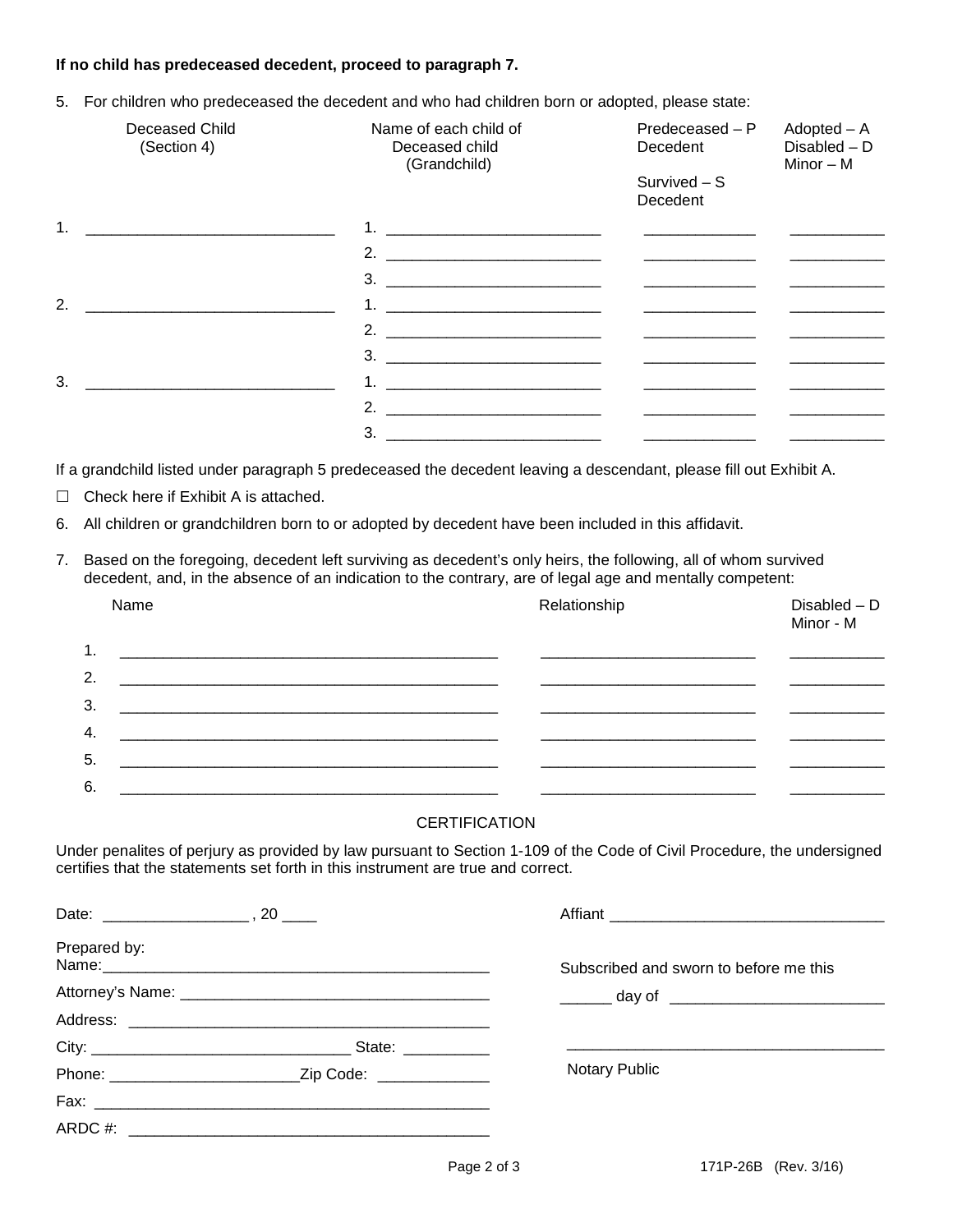**If no child has predeceased decedent, proceed to paragraph 7.**

5. For children who predeceased the decedent and who had children born or adopted, please state:

| Deceased Child (Section 4) | Name of each child of Deceased child (Grandchild) | Predeceased – P Decedent<br>Survived – S Decedent | Adopted – A Disabled – D Minor – M |
|---|---|---|---|
| 1. ____________________ | 1. ____________________ | __________ | __________ |
| | 2. ____________________ | __________ | __________ |
| | 3. ____________________ | __________ | __________ |
| 2. ____________________ | 1. ____________________ | __________ | __________ |
| | 2. ____________________ | __________ | __________ |
| | 3. ____________________ | __________ | __________ |
| 3. ____________________ | 1. ____________________ | __________ | __________ |
| | 2. ____________________ | __________ | __________ |
| | 3. ____________________ | __________ | __________ |

If a grandchild listed under paragraph 5 predeceased the decedent leaving a descendant, please fill out Exhibit A.

☐ Check here if Exhibit A is attached.

6. All children or grandchildren born to or adopted by decedent have been included in this affidavit.

7. Based on the foregoing, decedent left surviving as decedent's only heirs, the following, all of whom survived decedent, and, in the absence of an indication to the contrary, are of legal age and mentally competent:

| | Name | Relationship | Disabled – D Minor - M |
|---|---|---|---|
| 1. | ______________________________ | ____________________ | __________ |
| 2. | ______________________________ | ____________________ | __________ |
| 3. | ______________________________ | ____________________ | __________ |
| 4. | ______________________________ | ____________________ | __________ |
| 5. | ______________________________ | ____________________ | __________ |
| 6. | ______________________________ | ____________________ | __________ |

CERTIFICATION

Under penalites of perjury as provided by law pursuant to Section 1-109 of the Code of Civil Procedure, the undersigned certifies that the statements set forth in this instrument are true and correct.

Date: ________________ , 20 ____

Affiant ______________________________

Prepared by:
Name:______________________________

Attorney's Name: ______________________________

Address: ______________________________

City: ______________________ State: __________

Phone: ____________________Zip Code: ____________

Fax: ______________________________

ARDC #: ______________________________

Subscribed and sworn to before me this

______ day of ______________________

______________________________

Notary Public

171P-26B (Rev. 3/16)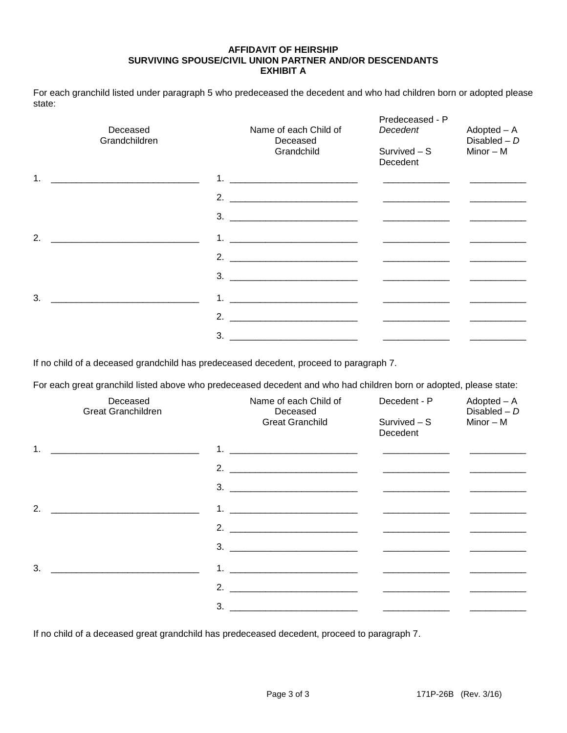**AFFIDAVIT OF HEIRSHIP**
**SURVIVING SPOUSE/CIVIL UNION PARTNER AND/OR DESCENDANTS**
**EXHIBIT A**

For each granchild listed under paragraph 5 who predeceased the decedent and who had children born or adopted please state:

| Deceased Grandchildren | Name of each Child of Deceased Grandchild | Predeceased - P *Decedent* Survived – S Decedent | Adopted – A Disabled – *D* Minor – M |
|---|---|---|---|
| 1. ______________________________ | 1. __________________________ | _____________ | ___________ |
| | 2. __________________________ | _____________ | ___________ |
| | 3. __________________________ | _____________ | ___________ |
| 2. ______________________________ | 1. __________________________ | _____________ | ___________ |
| | 2. __________________________ | _____________ | ___________ |
| | 3. __________________________ | _____________ | ___________ |
| 3. ______________________________ | 1. __________________________ | _____________ | ___________ |
| | 2. __________________________ | _____________ | ___________ |
| | 3. __________________________ | _____________ | ___________ |

If no child of a deceased grandchild has predeceased decedent, proceed to paragraph 7.

For each great granchild listed above who predeceased decedent and who had children born or adopted, please state:

| Deceased Great Granchildren | Name of each Child of Deceased Great Granchild | Decedent - P Survived – S Decedent | Adopted – A Disabled – *D* Minor – M |
|---|---|---|---|
| 1. ______________________________ | 1. __________________________ | _____________ | ___________ |
| | 2. __________________________ | _____________ | ___________ |
| | 3. __________________________ | _____________ | ___________ |
| 2. ______________________________ | 1. __________________________ | _____________ | ___________ |
| | 2. __________________________ | _____________ | ___________ |
| | 3. __________________________ | _____________ | ___________ |
| 3. ______________________________ | 1. __________________________ | _____________ | ___________ |
| | 2. __________________________ | _____________ | ___________ |
| | 3. __________________________ | _____________ | ___________ |

If no child of a deceased great grandchild has predeceased decedent, proceed to paragraph 7.

171P-26B (Rev. 3/16)